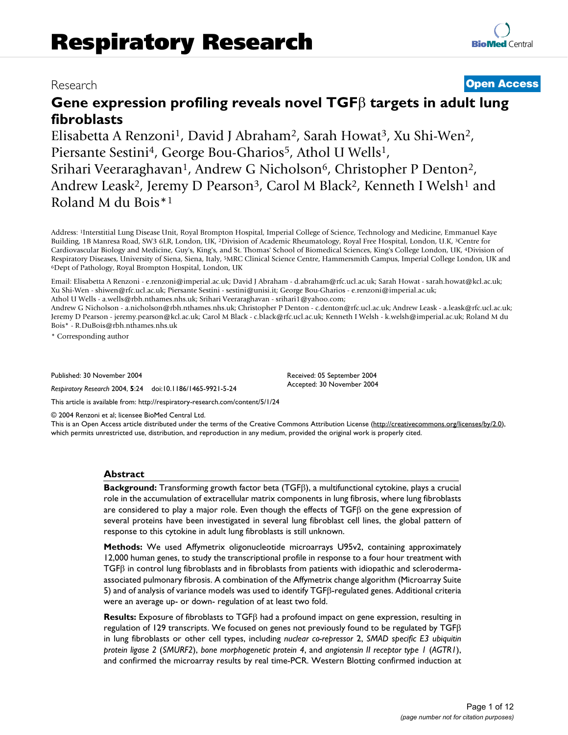# Respiratory Research

Research | **Open Access**

## Gene expression profiling reveals novel TGFβ targets in adult lung fibroblasts

Elisabetta A Renzoni[1], David J Abraham[2], Sarah Howat[3], Xu Shi-Wen[2], Piersante Sestini[4], George Bou-Gharios[5], Athol U Wells[1], Srihari Veeraraghavan[1], Andrew G Nicholson[6], Christopher P Denton[2], Andrew Leask[2], Jeremy D Pearson[3], Carol M Black[2], Kenneth I Welsh[1] and Roland M du Bois*[1]

Address: [1]Interstitial Lung Disease Unit, Royal Brompton Hospital, Imperial College of Science, Technology and Medicine, Emmanuel Kaye Building, 1B Manresa Road, SW3 6LR, London, UK, [2]Division of Academic Rheumatology, Royal Free Hospital, London, U.K, [3]Centre for Cardiovascular Biology and Medicine, Guy's, King's, and St. Thomas' School of Biomedical Sciences, King's College London, UK, [4]Division of Respiratory Diseases, University of Siena, Siena, Italy, [5]MRC Clinical Science Centre, Hammersmith Campus, Imperial College London, UK and [6]Dept of Pathology, Royal Brompton Hospital, London, UK

Email: Elisabetta A Renzoni - e.renzoni@imperial.ac.uk; David J Abraham - d.abraham@rfc.ucl.ac.uk; Sarah Howat - sarah.howat@kcl.ac.uk; Xu Shi-Wen - shiwen@rfc.ucl.ac.uk; Piersante Sestini - sestini@unisi.it; George Bou-Gharios - e.renzoni@imperial.ac.uk; Athol U Wells - a.wells@rbh.nthames.nhs.uk; Srihari Veeraraghavan - srihari1@yahoo.com; Andrew G Nicholson - a.nicholson@rbh.nthames.nhs.uk; Christopher P Denton - c.denton@rfc.ucl.ac.uk; Andrew Leask - a.leask@rfc.ucl.ac.uk; Jeremy D Pearson - jeremy.pearson@kcl.ac.uk; Carol M Black - c.black@rfc.ucl.ac.uk; Kenneth I Welsh - k.welsh@imperial.ac.uk; Roland M du Bois* - R.DuBois@rbh.nthames.nhs.uk

\* Corresponding author

Published: 30 November 2004

*Respiratory Research* 2004, **5**:24 doi:10.1186/1465-9921-5-24

Received: 05 September 2004
Accepted: 30 November 2004

This article is available from: http://respiratory-research.com/content/5/1/24

© 2004 Renzoni et al; licensee BioMed Central Ltd.
This is an Open Access article distributed under the terms of the Creative Commons Attribution License (http://creativecommons.org/licenses/by/2.0), which permits unrestricted use, distribution, and reproduction in any medium, provided the original work is properly cited.

### Abstract

**Background:** Transforming growth factor beta (TGFβ), a multifunctional cytokine, plays a crucial role in the accumulation of extracellular matrix components in lung fibrosis, where lung fibroblasts are considered to play a major role. Even though the effects of TGFβ on the gene expression of several proteins have been investigated in several lung fibroblast cell lines, the global pattern of response to this cytokine in adult lung fibroblasts is still unknown.

**Methods:** We used Affymetrix oligonucleotide microarrays U95v2, containing approximately 12,000 human genes, to study the transcriptional profile in response to a four hour treatment with TGFβ in control lung fibroblasts and in fibroblasts from patients with idiopathic and scleroderma-associated pulmonary fibrosis. A combination of the Affymetrix change algorithm (Microarray Suite 5) and of analysis of variance models was used to identify TGFβ-regulated genes. Additional criteria were an average up- or down- regulation of at least two fold.

**Results:** Exposure of fibroblasts to TGFβ had a profound impact on gene expression, resulting in regulation of 129 transcripts. We focused on genes not previously found to be regulated by TGFβ in lung fibroblasts or other cell types, including *nuclear co-repressor* 2, *SMAD specific E3 ubiquitin protein ligase 2* (*SMURF2*), *bone morphogenetic protein 4*, and *angiotensin II receptor type 1* (*AGTR1*), and confirmed the microarray results by real time-PCR. Western Blotting confirmed induction at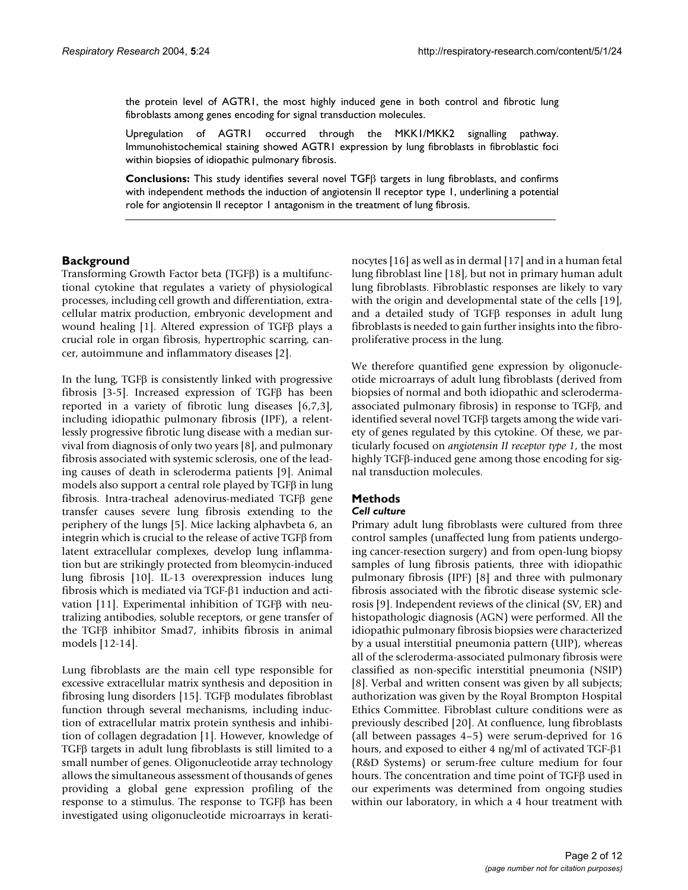the protein level of AGTR1, the most highly induced gene in both control and fibrotic lung fibroblasts among genes encoding for signal transduction molecules.

Upregulation of AGTR1 occurred through the MKK1/MKK2 signalling pathway. Immunohistochemical staining showed AGTR1 expression by lung fibroblasts in fibroblastic foci within biopsies of idiopathic pulmonary fibrosis.

**Conclusions:** This study identifies several novel TGFβ targets in lung fibroblasts, and confirms with independent methods the induction of angiotensin II receptor type 1, underlining a potential role for angiotensin II receptor 1 antagonism in the treatment of lung fibrosis.

## Background

Transforming Growth Factor beta (TGFβ) is a multifunctional cytokine that regulates a variety of physiological processes, including cell growth and differentiation, extracellular matrix production, embryonic development and wound healing [1]. Altered expression of TGFβ plays a crucial role in organ fibrosis, hypertrophic scarring, cancer, autoimmune and inflammatory diseases [2].

In the lung, TGFβ is consistently linked with progressive fibrosis [3-5]. Increased expression of TGFβ has been reported in a variety of fibrotic lung diseases [6,7,3], including idiopathic pulmonary fibrosis (IPF), a relentlessly progressive fibrotic lung disease with a median survival from diagnosis of only two years [8], and pulmonary fibrosis associated with systemic sclerosis, one of the leading causes of death in scleroderma patients [9]. Animal models also support a central role played by TGFβ in lung fibrosis. Intra-tracheal adenovirus-mediated TGFβ gene transfer causes severe lung fibrosis extending to the periphery of the lungs [5]. Mice lacking alphavbeta 6, an integrin which is crucial to the release of active TGFβ from latent extracellular complexes, develop lung inflammation but are strikingly protected from bleomycin-induced lung fibrosis [10]. IL-13 overexpression induces lung fibrosis which is mediated via TGF-β1 induction and activation [11]. Experimental inhibition of TGFβ with neutralizing antibodies, soluble receptors, or gene transfer of the TGFβ inhibitor Smad7, inhibits fibrosis in animal models [12-14].

Lung fibroblasts are the main cell type responsible for excessive extracellular matrix synthesis and deposition in fibrosing lung disorders [15]. TGFβ modulates fibroblast function through several mechanisms, including induction of extracellular matrix protein synthesis and inhibition of collagen degradation [1]. However, knowledge of TGFβ targets in adult lung fibroblasts is still limited to a small number of genes. Oligonucleotide array technology allows the simultaneous assessment of thousands of genes providing a global gene expression profiling of the response to a stimulus. The response to TGFβ has been investigated using oligonucleotide microarrays in keratinocytes [16] as well as in dermal [17] and in a human fetal lung fibroblast line [18], but not in primary human adult lung fibroblasts. Fibroblastic responses are likely to vary with the origin and developmental state of the cells [19], and a detailed study of TGFβ responses in adult lung fibroblasts is needed to gain further insights into the fibroproliferative process in the lung.

We therefore quantified gene expression by oligonucleotide microarrays of adult lung fibroblasts (derived from biopsies of normal and both idiopathic and scleroderma-associated pulmonary fibrosis) in response to TGFβ, and identified several novel TGFβ targets among the wide variety of genes regulated by this cytokine. Of these, we particularly focused on *angiotensin II receptor type 1*, the most highly TGFβ-induced gene among those encoding for signal transduction molecules.

## Methods

### Cell culture

Primary adult lung fibroblasts were cultured from three control samples (unaffected lung from patients undergoing cancer-resection surgery) and from open-lung biopsy samples of lung fibrosis patients, three with idiopathic pulmonary fibrosis (IPF) [8] and three with pulmonary fibrosis associated with the fibrotic disease systemic sclerosis [9]. Independent reviews of the clinical (SV, ER) and histopathologic diagnosis (AGN) were performed. All the idiopathic pulmonary fibrosis biopsies were characterized by a usual interstitial pneumonia pattern (UIP), whereas all of the scleroderma-associated pulmonary fibrosis were classified as non-specific interstitial pneumonia (NSIP) [8]. Verbal and written consent was given by all subjects; authorization was given by the Royal Brompton Hospital Ethics Committee. Fibroblast culture conditions were as previously described [20]. At confluence, lung fibroblasts (all between passages 4–5) were serum-deprived for 16 hours, and exposed to either 4 ng/ml of activated TGF-β1 (R&D Systems) or serum-free culture medium for four hours. The concentration and time point of TGFβ used in our experiments was determined from ongoing studies within our laboratory, in which a 4 hour treatment with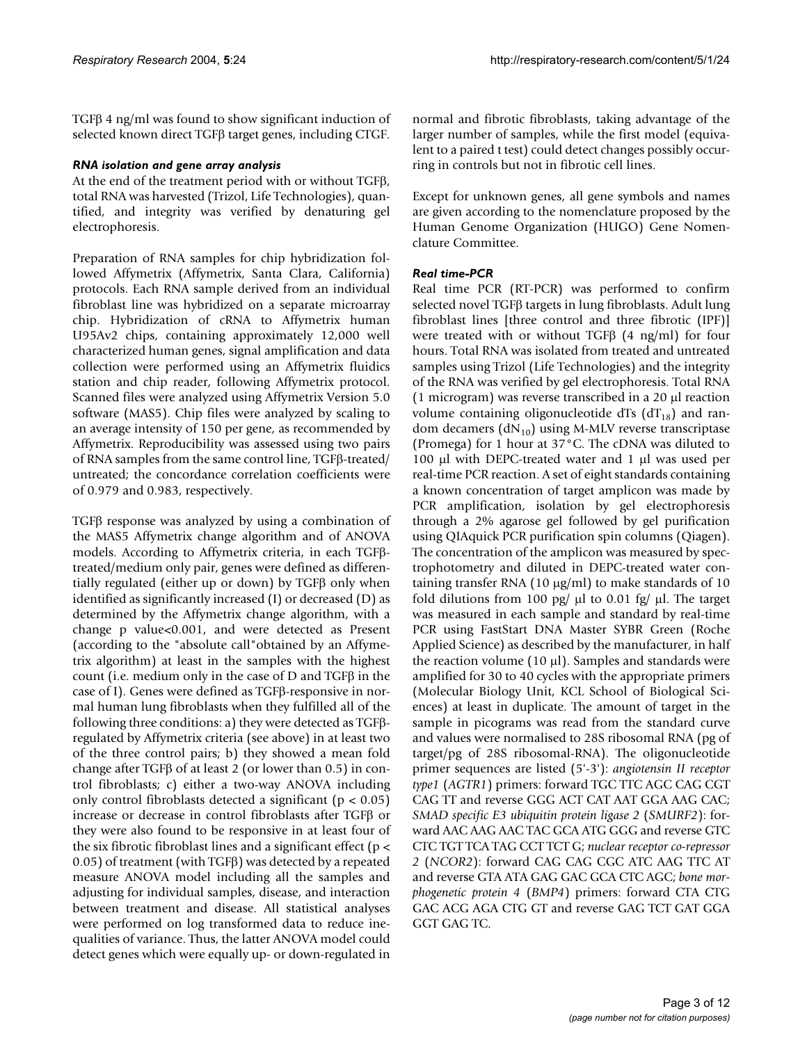TGFβ 4 ng/ml was found to show significant induction of selected known direct TGFβ target genes, including CTGF.

### *RNA isolation and gene array analysis*

At the end of the treatment period with or without TGFβ, total RNA was harvested (Trizol, Life Technologies), quantified, and integrity was verified by denaturing gel electrophoresis.

Preparation of RNA samples for chip hybridization followed Affymetrix (Affymetrix, Santa Clara, California) protocols. Each RNA sample derived from an individual fibroblast line was hybridized on a separate microarray chip. Hybridization of cRNA to Affymetrix human U95Av2 chips, containing approximately 12,000 well characterized human genes, signal amplification and data collection were performed using an Affymetrix fluidics station and chip reader, following Affymetrix protocol. Scanned files were analyzed using Affymetrix Version 5.0 software (MAS5). Chip files were analyzed by scaling to an average intensity of 150 per gene, as recommended by Affymetrix. Reproducibility was assessed using two pairs of RNA samples from the same control line, TGFβ-treated/untreated; the concordance correlation coefficients were of 0.979 and 0.983, respectively.

TGFβ response was analyzed by using a combination of the MAS5 Affymetrix change algorithm and of ANOVA models. According to Affymetrix criteria, in each TGFβ-treated/medium only pair, genes were defined as differentially regulated (either up or down) by TGFβ only when identified as significantly increased (I) or decreased (D) as determined by the Affymetrix change algorithm, with a change p value<0.001, and were detected as Present (according to the "absolute call"obtained by an Affymetrix algorithm) at least in the samples with the highest count (i.e. medium only in the case of D and TGFβ in the case of I). Genes were defined as TGFβ-responsive in normal human lung fibroblasts when they fulfilled all of the following three conditions: a) they were detected as TGFβ-regulated by Affymetrix criteria (see above) in at least two of the three control pairs; b) they showed a mean fold change after TGFβ of at least 2 (or lower than 0.5) in control fibroblasts; c) either a two-way ANOVA including only control fibroblasts detected a significant ($p < 0.05$) increase or decrease in control fibroblasts after TGFβ or they were also found to be responsive in at least four of the six fibrotic fibroblast lines and a significant effect ($p < 0.05$) of treatment (with TGFβ) was detected by a repeated measure ANOVA model including all the samples and adjusting for individual samples, disease, and interaction between treatment and disease. All statistical analyses were performed on log transformed data to reduce inequalities of variance. Thus, the latter ANOVA model could detect genes which were equally up- or down-regulated in normal and fibrotic fibroblasts, taking advantage of the larger number of samples, while the first model (equivalent to a paired t test) could detect changes possibly occurring in controls but not in fibrotic cell lines.

Except for unknown genes, all gene symbols and names are given according to the nomenclature proposed by the Human Genome Organization (HUGO) Gene Nomenclature Committee.

### *Real time-PCR*

Real time PCR (RT-PCR) was performed to confirm selected novel TGFβ targets in lung fibroblasts. Adult lung fibroblast lines [three control and three fibrotic (IPF)] were treated with or without TGFβ (4 ng/ml) for four hours. Total RNA was isolated from treated and untreated samples using Trizol (Life Technologies) and the integrity of the RNA was verified by gel electrophoresis. Total RNA (1 microgram) was reverse transcribed in a 20 μl reaction volume containing oligonucleotide dTs ($dT_{18}$) and random decamers ($dN_{10}$) using M-MLV reverse transcriptase (Promega) for 1 hour at 37°C. The cDNA was diluted to 100 μl with DEPC-treated water and 1 μl was used per real-time PCR reaction. A set of eight standards containing a known concentration of target amplicon was made by PCR amplification, isolation by gel electrophoresis through a 2% agarose gel followed by gel purification using QIAquick PCR purification spin columns (Qiagen). The concentration of the amplicon was measured by spectrophotometry and diluted in DEPC-treated water containing transfer RNA (10 μg/ml) to make standards of 10 fold dilutions from 100 pg/ μl to 0.01 fg/ μl. The target was measured in each sample and standard by real-time PCR using FastStart DNA Master SYBR Green (Roche Applied Science) as described by the manufacturer, in half the reaction volume (10 μl). Samples and standards were amplified for 30 to 40 cycles with the appropriate primers (Molecular Biology Unit, KCL School of Biological Sciences) at least in duplicate. The amount of target in the sample in picograms was read from the standard curve and values were normalised to 28S ribosomal RNA (pg of target/pg of 28S ribosomal-RNA). The oligonucleotide primer sequences are listed (5'-3'): *angiotensin II receptor type1* (*AGTR1*) primers: forward TGC TTC AGC CAG CGT CAG TT and reverse GGG ACT CAT AAT GGA AAG CAC; *SMAD specific E3 ubiquitin protein ligase 2* (*SMURF2*): forward AAC AAG AAC TAC GCA ATG GGG and reverse GTC CTC TGT TCA TAG CCT TCT G; *nuclear receptor co-repressor 2* (*NCOR2*): forward CAG CAG CGC ATC AAG TTC AT and reverse GTA ATA GAG GAC GCA CTC AGC; *bone morphogenetic protein 4* (*BMP4*) primers: forward CTA CTG GAC ACG AGA CTG GT and reverse GAG TCT GAT GGA GGT GAG TC.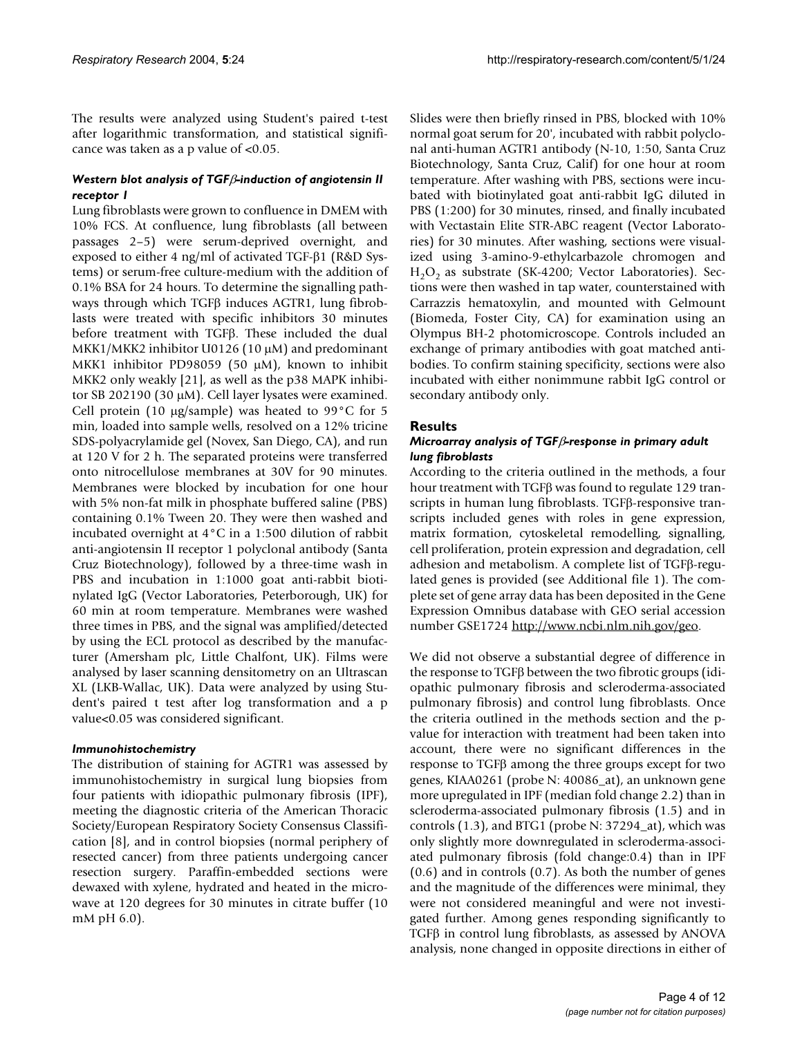The results were analyzed using Student's paired t-test after logarithmic transformation, and statistical significance was taken as a p value of <0.05.

### *Western blot analysis of TGFβ-induction of angiotensin II receptor 1*

Lung fibroblasts were grown to confluence in DMEM with 10% FCS. At confluence, lung fibroblasts (all between passages 2–5) were serum-deprived overnight, and exposed to either 4 ng/ml of activated TGF-β1 (R&D Systems) or serum-free culture-medium with the addition of 0.1% BSA for 24 hours. To determine the signalling pathways through which TGFβ induces AGTR1, lung fibroblasts were treated with specific inhibitors 30 minutes before treatment with TGFβ. These included the dual MKK1/MKK2 inhibitor U0126 (10 μM) and predominant MKK1 inhibitor PD98059 (50 μM), known to inhibit MKK2 only weakly [21], as well as the p38 MAPK inhibitor SB 202190 (30 μM). Cell layer lysates were examined. Cell protein (10 μg/sample) was heated to 99°C for 5 min, loaded into sample wells, resolved on a 12% tricine SDS-polyacrylamide gel (Novex, San Diego, CA), and run at 120 V for 2 h. The separated proteins were transferred onto nitrocellulose membranes at 30V for 90 minutes. Membranes were blocked by incubation for one hour with 5% non-fat milk in phosphate buffered saline (PBS) containing 0.1% Tween 20. They were then washed and incubated overnight at 4°C in a 1:500 dilution of rabbit anti-angiotensin II receptor 1 polyclonal antibody (Santa Cruz Biotechnology), followed by a three-time wash in PBS and incubation in 1:1000 goat anti-rabbit biotinylated IgG (Vector Laboratories, Peterborough, UK) for 60 min at room temperature. Membranes were washed three times in PBS, and the signal was amplified/detected by using the ECL protocol as described by the manufacturer (Amersham plc, Little Chalfont, UK). Films were analysed by laser scanning densitometry on an Ultrascan XL (LKB-Wallac, UK). Data were analyzed by using Student's paired t test after log transformation and a p value<0.05 was considered significant.

### *Immunohistochemistry*

The distribution of staining for AGTR1 was assessed by immunohistochemistry in surgical lung biopsies from four patients with idiopathic pulmonary fibrosis (IPF), meeting the diagnostic criteria of the American Thoracic Society/European Respiratory Society Consensus Classification [8], and in control biopsies (normal periphery of resected cancer) from three patients undergoing cancer resection surgery. Paraffin-embedded sections were dewaxed with xylene, hydrated and heated in the microwave at 120 degrees for 30 minutes in citrate buffer (10 mM pH 6.0).

Slides were then briefly rinsed in PBS, blocked with 10% normal goat serum for 20', incubated with rabbit polyclonal anti-human AGTR1 antibody (N-10, 1:50, Santa Cruz Biotechnology, Santa Cruz, Calif) for one hour at room temperature. After washing with PBS, sections were incubated with biotinylated goat anti-rabbit IgG diluted in PBS (1:200) for 30 minutes, rinsed, and finally incubated with Vectastain Elite STR-ABC reagent (Vector Laboratories) for 30 minutes. After washing, sections were visualized using 3-amino-9-ethylcarbazole chromogen and $H_2O_2$ as substrate (SK-4200; Vector Laboratories). Sections were then washed in tap water, counterstained with Carrazzis hematoxylin, and mounted with Gelmount (Biomeda, Foster City, CA) for examination using an Olympus BH-2 photomicroscope. Controls included an exchange of primary antibodies with goat matched antibodies. To confirm staining specificity, sections were also incubated with either nonimmune rabbit IgG control or secondary antibody only.

## Results

### *Microarray analysis of TGFβ-response in primary adult lung fibroblasts*

According to the criteria outlined in the methods, a four hour treatment with TGFβ was found to regulate 129 transcripts in human lung fibroblasts. TGFβ-responsive transcripts included genes with roles in gene expression, matrix formation, cytoskeletal remodelling, signalling, cell proliferation, protein expression and degradation, cell adhesion and metabolism. A complete list of TGFβ-regulated genes is provided (see Additional file 1). The complete set of gene array data has been deposited in the Gene Expression Omnibus database with GEO serial accession number GSE1724 http://www.ncbi.nlm.nih.gov/geo.

We did not observe a substantial degree of difference in the response to TGFβ between the two fibrotic groups (idiopathic pulmonary fibrosis and scleroderma-associated pulmonary fibrosis) and control lung fibroblasts. Once the criteria outlined in the methods section and the p-value for interaction with treatment had been taken into account, there were no significant differences in the response to TGFβ among the three groups except for two genes, KIAA0261 (probe N: 40086_at), an unknown gene more upregulated in IPF (median fold change 2.2) than in scleroderma-associated pulmonary fibrosis (1.5) and in controls (1.3), and BTG1 (probe N: 37294_at), which was only slightly more downregulated in scleroderma-associated pulmonary fibrosis (fold change:0.4) than in IPF (0.6) and in controls (0.7). As both the number of genes and the magnitude of the differences were minimal, they were not considered meaningful and were not investigated further. Among genes responding significantly to TGFβ in control lung fibroblasts, as assessed by ANOVA analysis, none changed in opposite directions in either of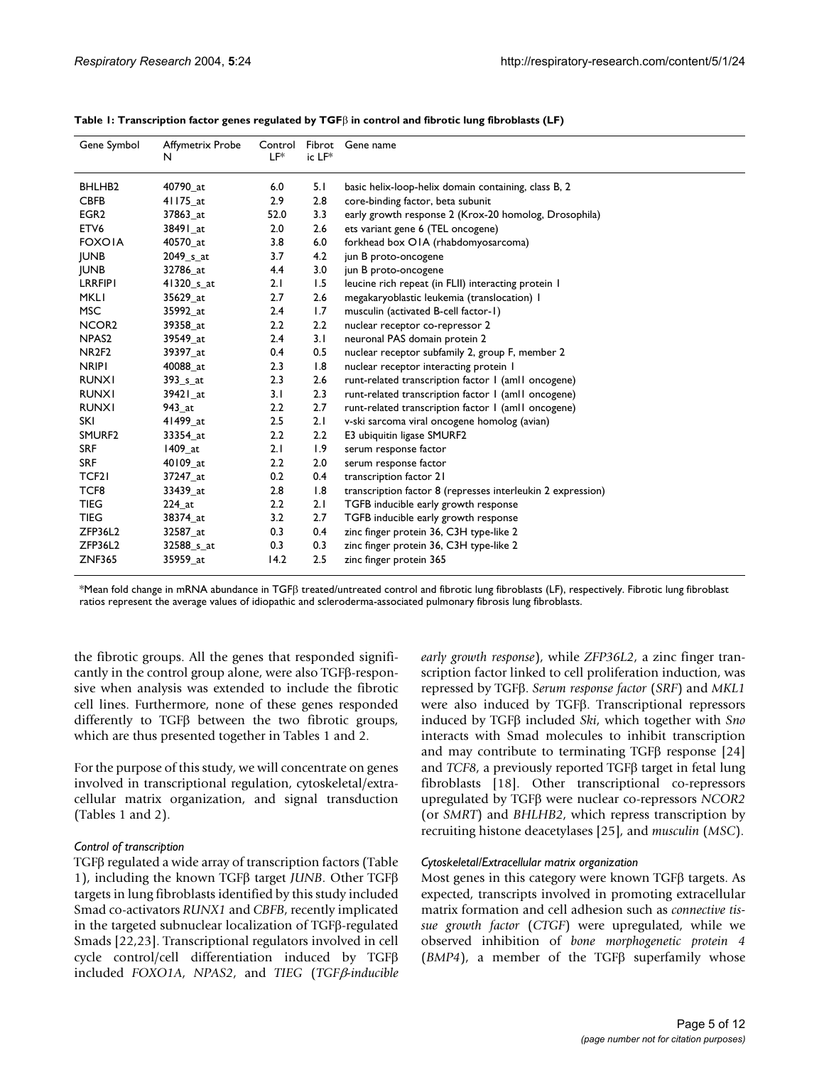**Table 1: Transcription factor genes regulated by TGFβ in control and fibrotic lung fibroblasts (LF)**

| Gene Symbol | Affymetrix Probe N | Control LF* | Fibrotic LF* | Gene name |
|---|---|---|---|---|
| BHLHB2 | 40790_at | 6.0 | 5.1 | basic helix-loop-helix domain containing, class B, 2 |
| CBFB | 41175_at | 2.9 | 2.8 | core-binding factor, beta subunit |
| EGR2 | 37863_at | 52.0 | 3.3 | early growth response 2 (Krox-20 homolog, Drosophila) |
| ETV6 | 38491_at | 2.0 | 2.6 | ets variant gene 6 (TEL oncogene) |
| FOXO1A | 40570_at | 3.8 | 6.0 | forkhead box O1A (rhabdomyosarcoma) |
| JUNB | 2049_s_at | 3.7 | 4.2 | jun B proto-oncogene |
| JUNB | 32786_at | 4.4 | 3.0 | jun B proto-oncogene |
| LRRFIP1 | 41320_s_at | 2.1 | 1.5 | leucine rich repeat (in FLII) interacting protein 1 |
| MKL1 | 35629_at | 2.7 | 2.6 | megakaryoblastic leukemia (translocation) 1 |
| MSC | 35992_at | 2.4 | 1.7 | musculin (activated B-cell factor-1) |
| NCOR2 | 39358_at | 2.2 | 2.2 | nuclear receptor co-repressor 2 |
| NPAS2 | 39549_at | 2.4 | 3.1 | neuronal PAS domain protein 2 |
| NR2F2 | 39397_at | 0.4 | 0.5 | nuclear receptor subfamily 2, group F, member 2 |
| NRIP1 | 40088_at | 2.3 | 1.8 | nuclear receptor interacting protein 1 |
| RUNX1 | 393_s_at | 2.3 | 2.6 | runt-related transcription factor 1 (aml1 oncogene) |
| RUNX1 | 39421_at | 3.1 | 2.3 | runt-related transcription factor 1 (aml1 oncogene) |
| RUNX1 | 943_at | 2.2 | 2.7 | runt-related transcription factor 1 (aml1 oncogene) |
| SKI | 41499_at | 2.5 | 2.1 | v-ski sarcoma viral oncogene homolog (avian) |
| SMURF2 | 33354_at | 2.2 | 2.2 | E3 ubiquitin ligase SMURF2 |
| SRF | 1409_at | 2.1 | 1.9 | serum response factor |
| SRF | 40109_at | 2.2 | 2.0 | serum response factor |
| TCF21 | 37247_at | 0.2 | 0.4 | transcription factor 21 |
| TCF8 | 33439_at | 2.8 | 1.8 | transcription factor 8 (represses interleukin 2 expression) |
| TIEG | 224_at | 2.2 | 2.1 | TGFB inducible early growth response |
| TIEG | 38374_at | 3.2 | 2.7 | TGFB inducible early growth response |
| ZFP36L2 | 32587_at | 0.3 | 0.4 | zinc finger protein 36, C3H type-like 2 |
| ZFP36L2 | 32588_s_at | 0.3 | 0.3 | zinc finger protein 36, C3H type-like 2 |
| ZNF365 | 35959_at | 14.2 | 2.5 | zinc finger protein 365 |

*Mean fold change in mRNA abundance in TGFβ treated/untreated control and fibrotic lung fibroblasts (LF), respectively. Fibrotic lung fibroblast ratios represent the average values of idiopathic and scleroderma-associated pulmonary fibrosis lung fibroblasts.

the fibrotic groups. All the genes that responded significantly in the control group alone, were also TGFβ-responsive when analysis was extended to include the fibrotic cell lines. Furthermore, none of these genes responded differently to TGFβ between the two fibrotic groups, which are thus presented together in Tables 1 and 2.

For the purpose of this study, we will concentrate on genes involved in transcriptional regulation, cytoskeletal/extracellular matrix organization, and signal transduction (Tables 1 and 2).

### *Control of transcription*

TGFβ regulated a wide array of transcription factors (Table 1), including the known TGFβ target *JUNB*. Other TGFβ targets in lung fibroblasts identified by this study included Smad co-activators *RUNX1* and *CBFB*, recently implicated in the targeted subnuclear localization of TGFβ-regulated Smads [22,23]. Transcriptional regulators involved in cell cycle control/cell differentiation induced by TGFβ included *FOXO1A*, *NPAS2*, and *TIEG* (*TGFβ-inducible early growth response*), while *ZFP36L2*, a zinc finger transcription factor linked to cell proliferation induction, was repressed by TGFβ. *Serum response factor* (*SRF*) and *MKL1* were also induced by TGFβ. Transcriptional repressors induced by TGFβ included *Ski*, which together with *Sno* interacts with Smad molecules to inhibit transcription and may contribute to terminating TGFβ response [24] and *TCF8*, a previously reported TGFβ target in fetal lung fibroblasts [18]. Other transcriptional co-repressors upregulated by TGFβ were nuclear co-repressors *NCOR2* (or *SMRT*) and *BHLHB2*, which repress transcription by recruiting histone deacetylases [25], and *musculin* (*MSC*).

### *Cytoskeletal/Extracellular matrix organization*

Most genes in this category were known TGFβ targets. As expected, transcripts involved in promoting extracellular matrix formation and cell adhesion such as *connective tissue growth factor* (*CTGF*) were upregulated, while we observed inhibition of *bone morphogenetic protein 4* (*BMP4*), a member of the TGFβ superfamily whose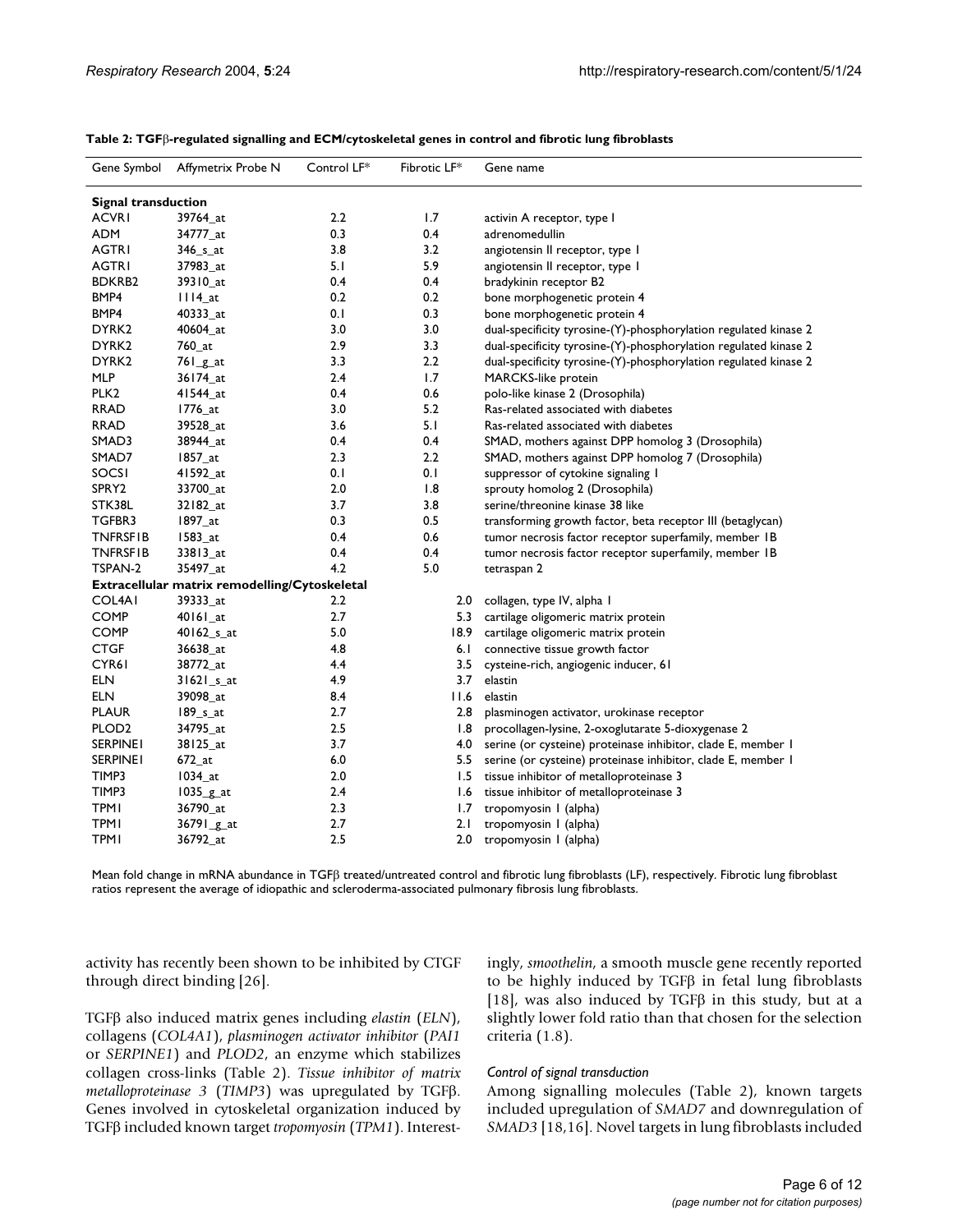**Table 2: TGFβ-regulated signalling and ECM/cytoskeletal genes in control and fibrotic lung fibroblasts**

| Gene Symbol | Affymetrix Probe N | Control LF* | Fibrotic LF* | Gene name |
|---|---|---|---|---|
| **Signal transduction** | | | | |
| ACVR1 | 39764_at | 2.2 | 1.7 | activin A receptor, type I |
| ADM | 34777_at | 0.3 | 0.4 | adrenomedullin |
| AGTR1 | 346_s_at | 3.8 | 3.2 | angiotensin II receptor, type 1 |
| AGTR1 | 37983_at | 5.1 | 5.9 | angiotensin II receptor, type 1 |
| BDKRB2 | 39310_at | 0.4 | 0.4 | bradykinin receptor B2 |
| BMP4 | 1114_at | 0.2 | 0.2 | bone morphogenetic protein 4 |
| BMP4 | 40333_at | 0.1 | 0.3 | bone morphogenetic protein 4 |
| DYRK2 | 40604_at | 3.0 | 3.0 | dual-specificity tyrosine-(Y)-phosphorylation regulated kinase 2 |
| DYRK2 | 760_at | 2.9 | 3.3 | dual-specificity tyrosine-(Y)-phosphorylation regulated kinase 2 |
| DYRK2 | 761_g_at | 3.3 | 2.2 | dual-specificity tyrosine-(Y)-phosphorylation regulated kinase 2 |
| MLP | 36174_at | 2.4 | 1.7 | MARCKS-like protein |
| PLK2 | 41544_at | 0.4 | 0.6 | polo-like kinase 2 (Drosophila) |
| RRAD | 1776_at | 3.0 | 5.2 | Ras-related associated with diabetes |
| RRAD | 39528_at | 3.6 | 5.1 | Ras-related associated with diabetes |
| SMAD3 | 38944_at | 0.4 | 0.4 | SMAD, mothers against DPP homolog 3 (Drosophila) |
| SMAD7 | 1857_at | 2.3 | 2.2 | SMAD, mothers against DPP homolog 7 (Drosophila) |
| SOCS1 | 41592_at | 0.1 | 0.1 | suppressor of cytokine signaling 1 |
| SPRY2 | 33700_at | 2.0 | 1.8 | sprouty homolog 2 (Drosophila) |
| STK38L | 32182_at | 3.7 | 3.8 | serine/threonine kinase 38 like |
| TGFBR3 | 1897_at | 0.3 | 0.5 | transforming growth factor, beta receptor III (betaglycan) |
| TNFRSF1B | 1583_at | 0.4 | 0.6 | tumor necrosis factor receptor superfamily, member 1B |
| TNFRSF1B | 33813_at | 0.4 | 0.4 | tumor necrosis factor receptor superfamily, member 1B |
| TSPAN-2 | 35497_at | 4.2 | 5.0 | tetraspan 2 |
| **Extracellular matrix remodelling/Cytoskeletal** | | | | |
| COL4A1 | 39333_at | 2.2 | 2.0 | collagen, type IV, alpha 1 |
| COMP | 40161_at | 2.7 | 5.3 | cartilage oligomeric matrix protein |
| COMP | 40162_s_at | 5.0 | 18.9 | cartilage oligomeric matrix protein |
| CTGF | 36638_at | 4.8 | 6.1 | connective tissue growth factor |
| CYR61 | 38772_at | 4.4 | 3.5 | cysteine-rich, angiogenic inducer, 61 |
| ELN | 31621_s_at | 4.9 | 3.7 | elastin |
| ELN | 39098_at | 8.4 | 11.6 | elastin |
| PLAUR | 189_s_at | 2.7 | 2.8 | plasminogen activator, urokinase receptor |
| PLOD2 | 34795_at | 2.5 | 1.8 | procollagen-lysine, 2-oxoglutarate 5-dioxygenase 2 |
| SERPINE1 | 38125_at | 3.7 | 4.0 | serine (or cysteine) proteinase inhibitor, clade E, member 1 |
| SERPINE1 | 672_at | 6.0 | 5.5 | serine (or cysteine) proteinase inhibitor, clade E, member 1 |
| TIMP3 | 1034_at | 2.0 | 1.5 | tissue inhibitor of metalloproteinase 3 |
| TIMP3 | 1035_g_at | 2.4 | 1.6 | tissue inhibitor of metalloproteinase 3 |
| TPM1 | 36790_at | 2.3 | 1.7 | tropomyosin 1 (alpha) |
| TPM1 | 36791_g_at | 2.7 | 2.1 | tropomyosin 1 (alpha) |
| TPM1 | 36792_at | 2.5 | 2.0 | tropomyosin 1 (alpha) |

Mean fold change in mRNA abundance in TGFβ treated/untreated control and fibrotic lung fibroblasts (LF), respectively. Fibrotic lung fibroblast ratios represent the average of idiopathic and scleroderma-associated pulmonary fibrosis lung fibroblasts.

activity has recently been shown to be inhibited by CTGF through direct binding [26].

TGFβ also induced matrix genes including *elastin* (*ELN*), collagens (*COL4A1*), *plasminogen activator inhibitor* (*PAI1* or *SERPINE1*) and *PLOD2*, an enzyme which stabilizes collagen cross-links (Table 2). *Tissue inhibitor of matrix metalloproteinase 3* (*TIMP3*) was upregulated by TGFβ. Genes involved in cytoskeletal organization induced by TGFβ included known target *tropomyosin* (*TPM1*). Interestingly, *smoothelin*, a smooth muscle gene recently reported to be highly induced by TGFβ in fetal lung fibroblasts [18], was also induced by TGFβ in this study, but at a slightly lower fold ratio than that chosen for the selection criteria (1.8).

### *Control of signal transduction*

Among signalling molecules (Table 2), known targets included upregulation of *SMAD7* and downregulation of *SMAD3* [18,16]. Novel targets in lung fibroblasts included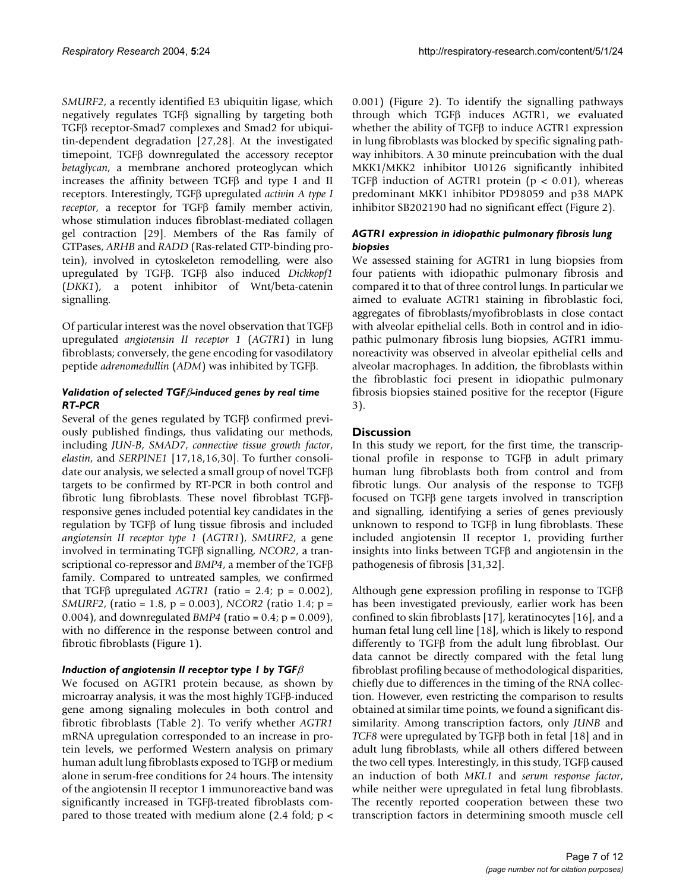*SMURF2*, a recently identified E3 ubiquitin ligase, which negatively regulates TGFβ signalling by targeting both TGFβ receptor-Smad7 complexes and Smad2 for ubiquitin-dependent degradation [27,28]. At the investigated timepoint, TGFβ downregulated the accessory receptor *betaglycan*, a membrane anchored proteoglycan which increases the affinity between TGFβ and type I and II receptors. Interestingly, TGFβ upregulated *activin A type I receptor*, a receptor for TGFβ family member activin, whose stimulation induces fibroblast-mediated collagen gel contraction [29]. Members of the Ras family of GTPases, *ARHB* and *RADD* (Ras-related GTP-binding protein), involved in cytoskeleton remodelling, were also upregulated by TGFβ. TGFβ also induced *Dickkopf1* (*DKK1*), a potent inhibitor of Wnt/beta-catenin signalling.

Of particular interest was the novel observation that TGFβ upregulated *angiotensin II receptor 1* (*AGTR1*) in lung fibroblasts; conversely, the gene encoding for vasodilatory peptide *adrenomedullin* (*ADM*) was inhibited by TGFβ.

### *Validation of selected TGFβ-induced genes by real time RT-PCR*

Several of the genes regulated by TGFβ confirmed previously published findings, thus validating our methods, including *JUN-B*, *SMAD7*, *connective tissue growth factor*, *elastin*, and *SERPINE1* [17,18,16,30]. To further consolidate our analysis, we selected a small group of novel TGFβ targets to be confirmed by RT-PCR in both control and fibrotic lung fibroblasts. These novel fibroblast TGFβ-responsive genes included potential key candidates in the regulation by TGFβ of lung tissue fibrosis and included *angiotensin II receptor type 1* (*AGTR1*), *SMURF2*, a gene involved in terminating TGFβ signalling, *NCOR2*, a transcriptional co-repressor and *BMP4*, a member of the TGFβ family. Compared to untreated samples, we confirmed that TGFβ upregulated *AGTR1* (ratio = 2.4; $p = 0.002$), *SMURF2*, (ratio = 1.8, $p = 0.003$), *NCOR2* (ratio 1.4; $p = 0.004$), and downregulated *BMP4* (ratio = 0.4; $p = 0.009$), with no difference in the response between control and fibrotic fibroblasts (Figure 1).

### *Induction of angiotensin II receptor type 1 by TGFβ*

We focused on AGTR1 protein because, as shown by microarray analysis, it was the most highly TGFβ-induced gene among signaling molecules in both control and fibrotic fibroblasts (Table 2). To verify whether *AGTR1* mRNA upregulation corresponded to an increase in protein levels, we performed Western analysis on primary human adult lung fibroblasts exposed to TGFβ or medium alone in serum-free conditions for 24 hours. The intensity of the angiotensin II receptor 1 immunoreactive band was significantly increased in TGFβ-treated fibroblasts compared to those treated with medium alone (2.4 fold; $p < 0.001$) (Figure 2). To identify the signalling pathways through which TGFβ induces AGTR1, we evaluated whether the ability of TGFβ to induce AGTR1 expression in lung fibroblasts was blocked by specific signaling pathway inhibitors. A 30 minute preincubation with the dual MKK1/MKK2 inhibitor U0126 significantly inhibited TGFβ induction of AGTR1 protein ($p < 0.01$), whereas predominant MKK1 inhibitor PD98059 and p38 MAPK inhibitor SB202190 had no significant effect (Figure 2).

### *AGTR1 expression in idiopathic pulmonary fibrosis lung biopsies*

We assessed staining for AGTR1 in lung biopsies from four patients with idiopathic pulmonary fibrosis and compared it to that of three control lungs. In particular we aimed to evaluate AGTR1 staining in fibroblastic foci, aggregates of fibroblasts/myofibroblasts in close contact with alveolar epithelial cells. Both in control and in idiopathic pulmonary fibrosis lung biopsies, AGTR1 immunoreactivity was observed in alveolar epithelial cells and alveolar macrophages. In addition, the fibroblasts within the fibroblastic foci present in idiopathic pulmonary fibrosis biopsies stained positive for the receptor (Figure 3).

## Discussion

In this study we report, for the first time, the transcriptional profile in response to TGFβ in adult primary human lung fibroblasts both from control and from fibrotic lungs. Our analysis of the response to TGFβ focused on TGFβ gene targets involved in transcription and signalling, identifying a series of genes previously unknown to respond to TGFβ in lung fibroblasts. These included angiotensin II receptor 1, providing further insights into links between TGFβ and angiotensin in the pathogenesis of fibrosis [31,32].

Although gene expression profiling in response to TGFβ has been investigated previously, earlier work has been confined to skin fibroblasts [17], keratinocytes [16], and a human fetal lung cell line [18], which is likely to respond differently to TGFβ from the adult lung fibroblast. Our data cannot be directly compared with the fetal lung fibroblast profiling because of methodological disparities, chiefly due to differences in the timing of the RNA collection. However, even restricting the comparison to results obtained at similar time points, we found a significant dissimilarity. Among transcription factors, only *JUNB* and *TCF8* were upregulated by TGFβ both in fetal [18] and in adult lung fibroblasts, while all others differed between the two cell types. Interestingly, in this study, TGFβ caused an induction of both *MKL1* and *serum response factor*, while neither were upregulated in fetal lung fibroblasts. The recently reported cooperation between these two transcription factors in determining smooth muscle cell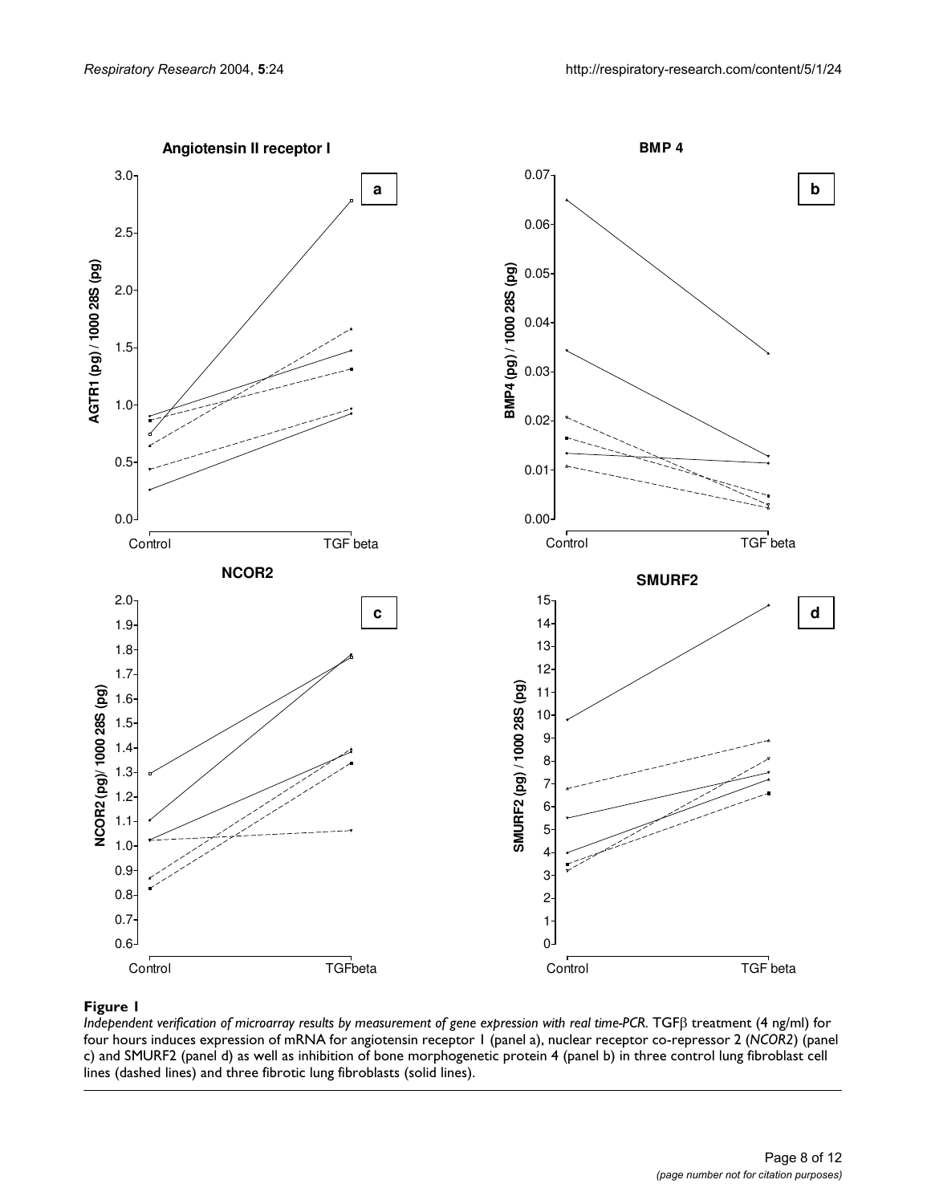**Figure 1**

*Independent verification of microarray results by measurement of gene expression with real time-PCR.* TGFβ treatment (4 ng/ml) for four hours induces expression of mRNA for angiotensin receptor 1 (panel a), nuclear receptor co-repressor 2 (*NCOR2*) (panel c) and SMURF2 (panel d) as well as inhibition of bone morphogenetic protein 4 (panel b) in three control lung fibroblast cell lines (dashed lines) and three fibrotic lung fibroblasts (solid lines).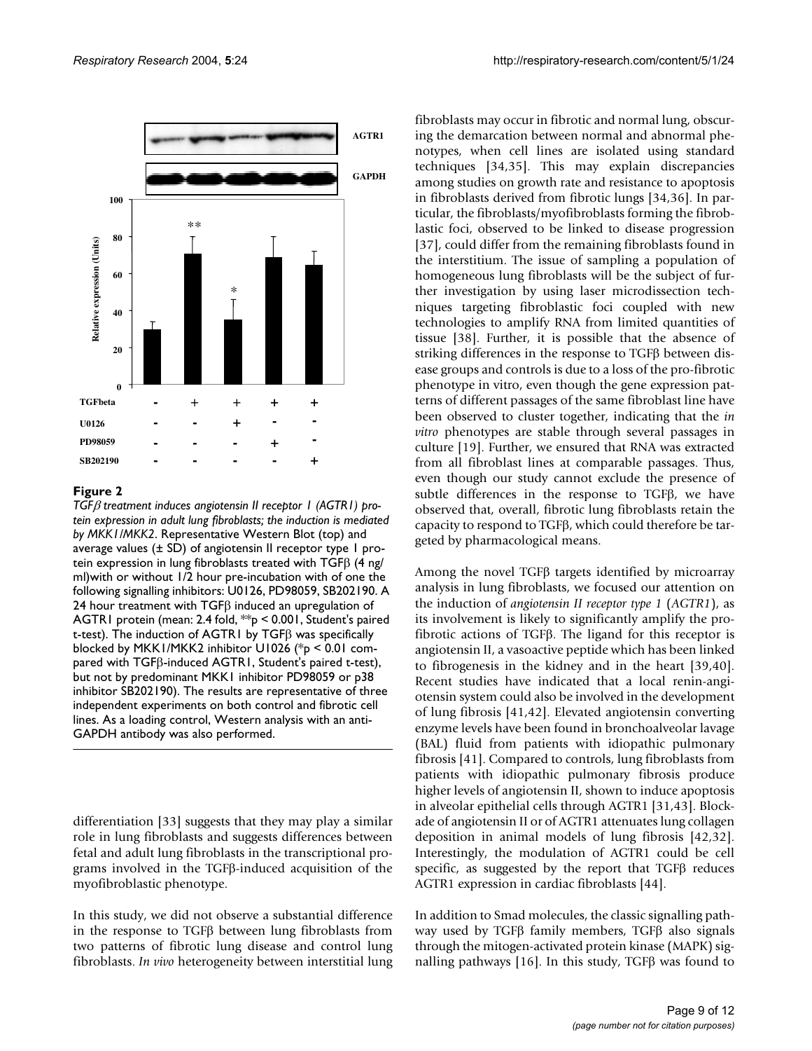**Figure 2**

*TGFβ treatment induces angiotensin II receptor 1 (AGTR1) protein expression in adult lung fibroblasts; the induction is mediated by MKK1/MKK2*. Representative Western Blot (top) and average values (± SD) of angiotensin II receptor type 1 protein expression in lung fibroblasts treated with TGFβ (4 ng/ml)with or without 1/2 hour pre-incubation with of one the following signalling inhibitors: U0126, PD98059, SB202190. A 24 hour treatment with TGFβ induced an upregulation of AGTR1 protein (mean: 2.4 fold, **p < 0.001, Student's paired t-test). The induction of AGTR1 by TGFβ was specifically blocked by MKK1/MKK2 inhibitor U1026 (*p < 0.01 compared with TGFβ-induced AGTR1, Student's paired t-test), but not by predominant MKK1 inhibitor PD98059 or p38 inhibitor SB202190). The results are representative of three independent experiments on both control and fibrotic cell lines. As a loading control, Western analysis with an anti-GAPDH antibody was also performed.

differentiation [33] suggests that they may play a similar role in lung fibroblasts and suggests differences between fetal and adult lung fibroblasts in the transcriptional programs involved in the TGFβ-induced acquisition of the myofibroblastic phenotype.

In this study, we did not observe a substantial difference in the response to TGFβ between lung fibroblasts from two patterns of fibrotic lung disease and control lung fibroblasts. *In vivo* heterogeneity between interstitial lung fibroblasts may occur in fibrotic and normal lung, obscuring the demarcation between normal and abnormal phenotypes, when cell lines are isolated using standard techniques [34,35]. This may explain discrepancies among studies on growth rate and resistance to apoptosis in fibroblasts derived from fibrotic lungs [34,36]. In particular, the fibroblasts/myofibroblasts forming the fibroblastic foci, observed to be linked to disease progression [37], could differ from the remaining fibroblasts found in the interstitium. The issue of sampling a population of homogeneous lung fibroblasts will be the subject of further investigation by using laser microdissection techniques targeting fibroblastic foci coupled with new technologies to amplify RNA from limited quantities of tissue [38]. Further, it is possible that the absence of striking differences in the response to TGFβ between disease groups and controls is due to a loss of the pro-fibrotic phenotype in vitro, even though the gene expression patterns of different passages of the same fibroblast line have been observed to cluster together, indicating that the *in vitro* phenotypes are stable through several passages in culture [19]. Further, we ensured that RNA was extracted from all fibroblast lines at comparable passages. Thus, even though our study cannot exclude the presence of subtle differences in the response to TGFβ, we have observed that, overall, fibrotic lung fibroblasts retain the capacity to respond to TGFβ, which could therefore be targeted by pharmacological means.

Among the novel TGFβ targets identified by microarray analysis in lung fibroblasts, we focused our attention on the induction of *angiotensin II receptor type 1* (*AGTR1*), as its involvement is likely to significantly amplify the pro-fibrotic actions of TGFβ. The ligand for this receptor is angiotensin II, a vasoactive peptide which has been linked to fibrogenesis in the kidney and in the heart [39,40]. Recent studies have indicated that a local renin-angiotensin system could also be involved in the development of lung fibrosis [41,42]. Elevated angiotensin converting enzyme levels have been found in bronchoalveolar lavage (BAL) fluid from patients with idiopathic pulmonary fibrosis [41]. Compared to controls, lung fibroblasts from patients with idiopathic pulmonary fibrosis produce higher levels of angiotensin II, shown to induce apoptosis in alveolar epithelial cells through AGTR1 [31,43]. Blockade of angiotensin II or of AGTR1 attenuates lung collagen deposition in animal models of lung fibrosis [42,32]. Interestingly, the modulation of AGTR1 could be cell specific, as suggested by the report that TGFβ reduces AGTR1 expression in cardiac fibroblasts [44].

In addition to Smad molecules, the classic signalling pathway used by TGFβ family members, TGFβ also signals through the mitogen-activated protein kinase (MAPK) signalling pathways [16]. In this study, TGFβ was found to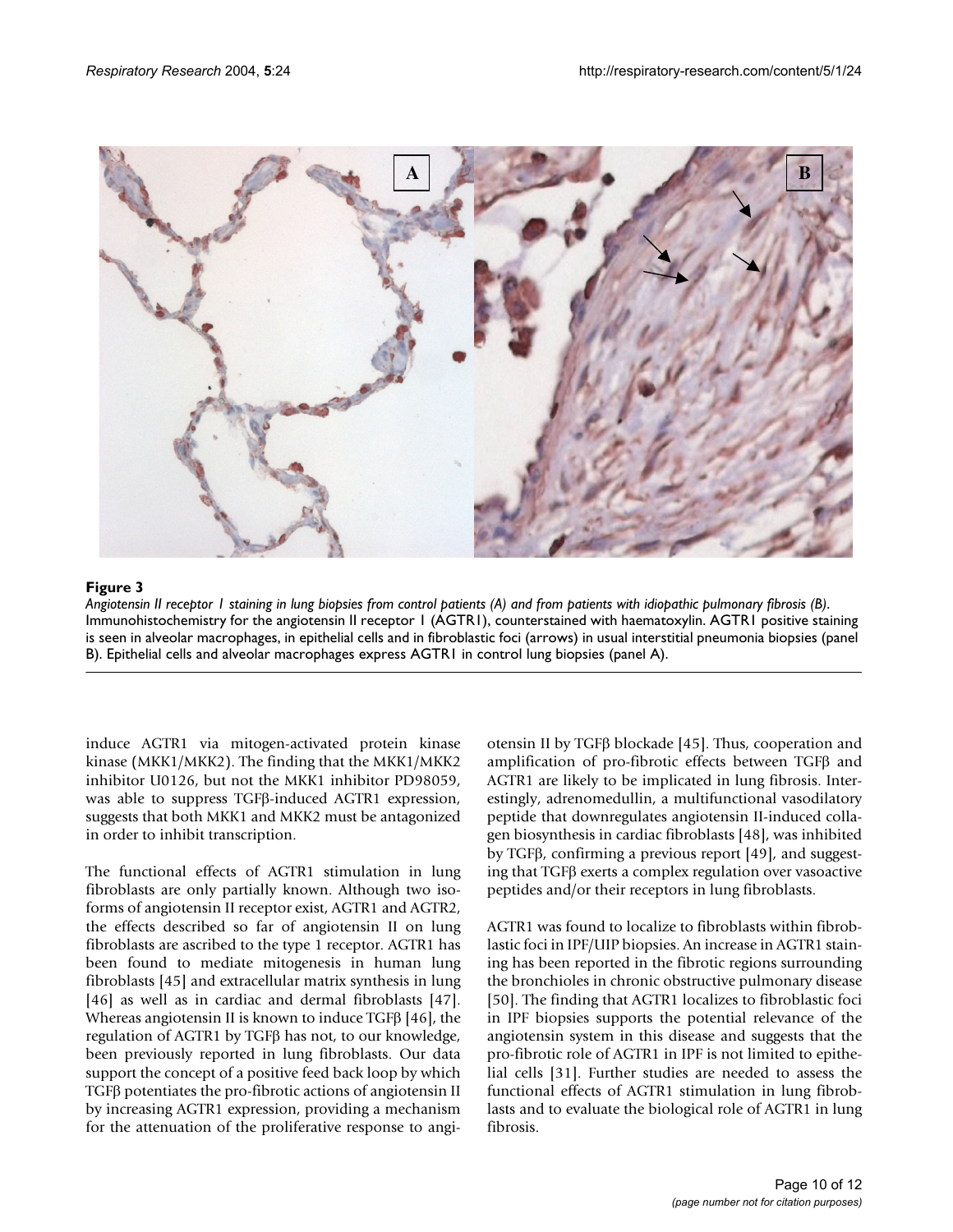**Figure 3**

*Angiotensin II receptor 1 staining in lung biopsies from control patients (A) and from patients with idiopathic pulmonary fibrosis (B)*. Immunohistochemistry for the angiotensin II receptor 1 (AGTR1), counterstained with haematoxylin. AGTR1 positive staining is seen in alveolar macrophages, in epithelial cells and in fibroblastic foci (arrows) in usual interstitial pneumonia biopsies (panel B). Epithelial cells and alveolar macrophages express AGTR1 in control lung biopsies (panel A).

induce AGTR1 via mitogen-activated protein kinase kinase (MKK1/MKK2). The finding that the MKK1/MKK2 inhibitor U0126, but not the MKK1 inhibitor PD98059, was able to suppress TGFβ-induced AGTR1 expression, suggests that both MKK1 and MKK2 must be antagonized in order to inhibit transcription.

The functional effects of AGTR1 stimulation in lung fibroblasts are only partially known. Although two isoforms of angiotensin II receptor exist, AGTR1 and AGTR2, the effects described so far of angiotensin II on lung fibroblasts are ascribed to the type 1 receptor. AGTR1 has been found to mediate mitogenesis in human lung fibroblasts [45] and extracellular matrix synthesis in lung [46] as well as in cardiac and dermal fibroblasts [47]. Whereas angiotensin II is known to induce TGFβ [46], the regulation of AGTR1 by TGFβ has not, to our knowledge, been previously reported in lung fibroblasts. Our data support the concept of a positive feed back loop by which TGFβ potentiates the pro-fibrotic actions of angiotensin II by increasing AGTR1 expression, providing a mechanism for the attenuation of the proliferative response to angiotensin II by TGFβ blockade [45]. Thus, cooperation and amplification of pro-fibrotic effects between TGFβ and AGTR1 are likely to be implicated in lung fibrosis. Interestingly, adrenomedullin, a multifunctional vasodilatory peptide that downregulates angiotensin II-induced collagen biosynthesis in cardiac fibroblasts [48], was inhibited by TGFβ, confirming a previous report [49], and suggesting that TGFβ exerts a complex regulation over vasoactive peptides and/or their receptors in lung fibroblasts.

AGTR1 was found to localize to fibroblasts within fibroblastic foci in IPF/UIP biopsies. An increase in AGTR1 staining has been reported in the fibrotic regions surrounding the bronchioles in chronic obstructive pulmonary disease [50]. The finding that AGTR1 localizes to fibroblastic foci in IPF biopsies supports the potential relevance of the angiotensin system in this disease and suggests that the pro-fibrotic role of AGTR1 in IPF is not limited to epithelial cells [31]. Further studies are needed to assess the functional effects of AGTR1 stimulation in lung fibroblasts and to evaluate the biological role of AGTR1 in lung fibrosis.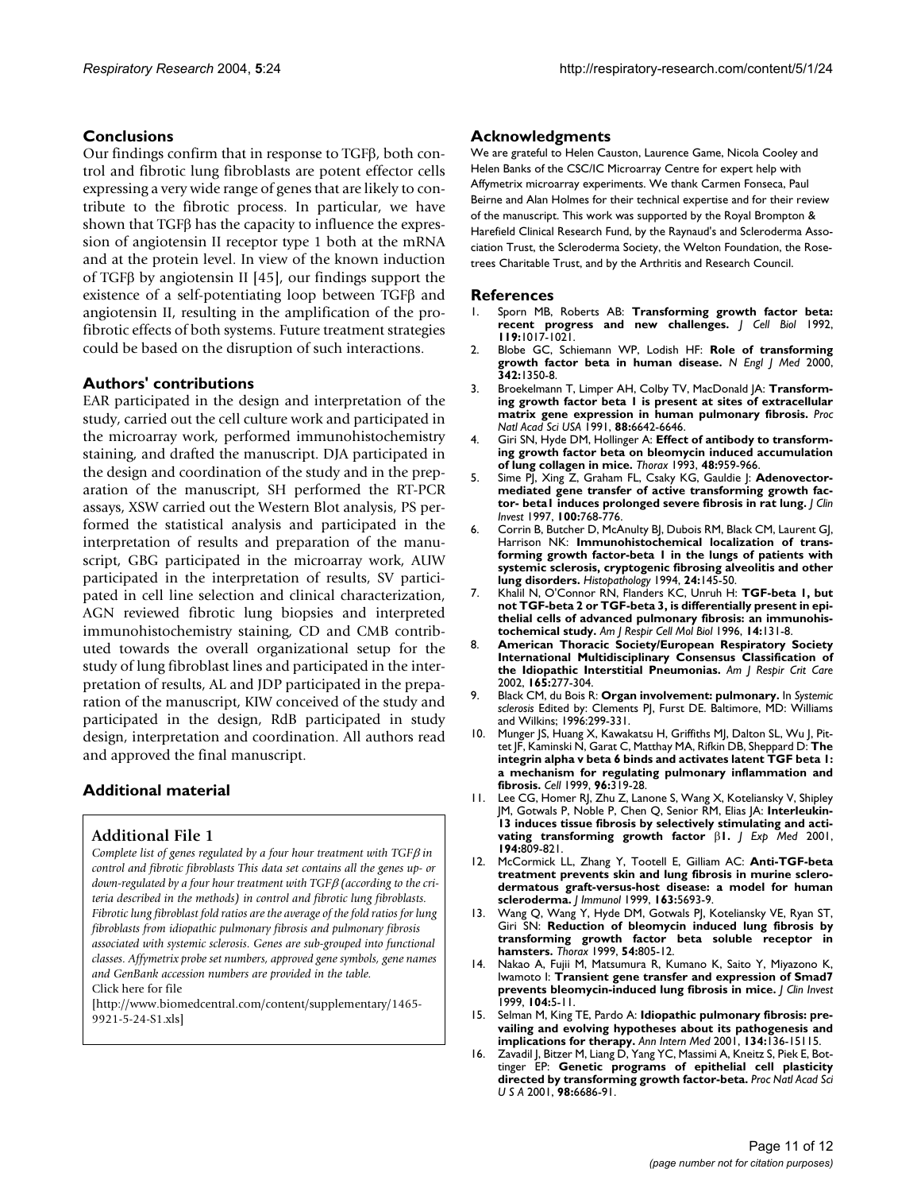## Conclusions

Our findings confirm that in response to TGFβ, both control and fibrotic lung fibroblasts are potent effector cells expressing a very wide range of genes that are likely to contribute to the fibrotic process. In particular, we have shown that TGFβ has the capacity to influence the expression of angiotensin II receptor type 1 both at the mRNA and at the protein level. In view of the known induction of TGFβ by angiotensin II [45], our findings support the existence of a self-potentiating loop between TGFβ and angiotensin II, resulting in the amplification of the pro-fibrotic effects of both systems. Future treatment strategies could be based on the disruption of such interactions.

## Authors' contributions

EAR participated in the design and interpretation of the study, carried out the cell culture work and participated in the microarray work, performed immunohistochemistry staining, and drafted the manuscript. DJA participated in the design and coordination of the study and in the preparation of the manuscript, SH performed the RT-PCR assays, XSW carried out the Western Blot analysis, PS performed the statistical analysis and participated in the interpretation of results and preparation of the manuscript, GBG participated in the microarray work, AUW participated in the interpretation of results, SV participated in cell line selection and clinical characterization, AGN reviewed fibrotic lung biopsies and interpreted immunohistochemistry staining, CD and CMB contributed towards the overall organizational setup for the study of lung fibroblast lines and participated in the interpretation of results, AL and JDP participated in the preparation of the manuscript, KIW conceived of the study and participated in the design, RdB participated in study design, interpretation and coordination. All authors read and approved the final manuscript.

## Additional material

### Additional File 1

*Complete list of genes regulated by a four hour treatment with TGFβ in control and fibrotic fibroblasts This data set contains all the genes up- or down-regulated by a four hour treatment with TGFβ (according to the criteria described in the methods) in control and fibrotic lung fibroblasts. Fibrotic lung fibroblast fold ratios are the average of the fold ratios for lung fibroblasts from idiopathic pulmonary fibrosis and pulmonary fibrosis associated with systemic sclerosis. Genes are sub-grouped into functional classes. Affymetrix probe set numbers, approved gene symbols, gene names and GenBank accession numbers are provided in the table.*
Click here for file
[http://www.biomedcentral.com/content/supplementary/1465-9921-5-24-S1.xls]

## Acknowledgments

We are grateful to Helen Causton, Laurence Game, Nicola Cooley and Helen Banks of the CSC/IC Microarray Centre for expert help with Affymetrix microarray experiments. We thank Carmen Fonseca, Paul Beirne and Alan Holmes for their technical expertise and for their review of the manuscript. This work was supported by the Royal Brompton & Harefield Clinical Research Fund, by the Raynaud's and Scleroderma Association Trust, the Scleroderma Society, the Welton Foundation, the Rosetrees Charitable Trust, and by the Arthritis and Research Council.

## References

1. Sporn MB, Roberts AB: **Transforming growth factor beta: recent progress and new challenges.** *J Cell Biol* 1992, **119:**1017-1021.
2. Blobe GC, Schiemann WP, Lodish HF: **Role of transforming growth factor beta in human disease.** *N Engl J Med* 2000, **342:**1350-8.
3. Broekelmann T, Limper AH, Colby TV, MacDonald JA: **Transforming growth factor beta 1 is present at sites of extracellular matrix gene expression in human pulmonary fibrosis.** *Proc Natl Acad Sci USA* 1991, **88:**6642-6646.
4. Giri SN, Hyde DM, Hollinger A: **Effect of antibody to transforming growth factor beta on bleomycin induced accumulation of lung collagen in mice.** *Thorax* 1993, **48:**959-966.
5. Sime PJ, Xing Z, Graham FL, Csaky KG, Gauldie J: **Adenovector-mediated gene transfer of active transforming growth factor- beta1 induces prolonged severe fibrosis in rat lung.** *J Clin Invest* 1997, **100:**768-776.
6. Corrin B, Butcher D, McAnulty BJ, Dubois RM, Black CM, Laurent GJ, Harrison NK: **Immunohistochemical localization of transforming growth factor-beta 1 in the lungs of patients with systemic sclerosis, cryptogenic fibrosing alveolitis and other lung disorders.** *Histopathology* 1994, **24:**145-50.
7. Khalil N, O'Connor RN, Flanders KC, Unruh H: **TGF-beta 1, but not TGF-beta 2 or TGF-beta 3, is differentially present in epithelial cells of advanced pulmonary fibrosis: an immunohistochemical study.** *Am J Respir Cell Mol Biol* 1996, **14:**131-8.
8. **American Thoracic Society/European Respiratory Society International Multidisciplinary Consensus Classification of the Idiopathic Interstitial Pneumonias.** *Am J Respir Crit Care* 2002, **165:**277-304.
9. Black CM, du Bois R: **Organ involvement: pulmonary.** In *Systemic sclerosis* Edited by: Clements PJ, Furst DE. Baltimore, MD: Williams and Wilkins; 1996:299-331.
10. Munger JS, Huang X, Kawakatsu H, Griffiths MJ, Dalton SL, Wu J, Pittet JF, Kaminski N, Garat C, Matthay MA, Rifkin DB, Sheppard D: **The integrin alpha v beta 6 binds and activates latent TGF beta 1: a mechanism for regulating pulmonary inflammation and fibrosis.** *Cell* 1999, **96:**319-28.
11. Lee CG, Homer RJ, Zhu Z, Lanone S, Wang X, Koteliansky V, Shipley JM, Gotwals P, Noble P, Chen Q, Senior RM, Elias JA: **Interleukin-13 induces tissue fibrosis by selectively stimulating and activating transforming growth factor β1.** *J Exp Med* 2001, **194:**809-821.
12. McCormick LL, Zhang Y, Tootell E, Gilliam AC: **Anti-TGF-beta treatment prevents skin and lung fibrosis in murine sclerodermatous graft-versus-host disease: a model for human scleroderma.** *J Immunol* 1999, **163:**5693-9.
13. Wang Q, Wang Y, Hyde DM, Gotwals PJ, Koteliansky VE, Ryan ST, Giri SN: **Reduction of bleomycin induced lung fibrosis by transforming growth factor beta soluble receptor in hamsters.** *Thorax* 1999, **54:**805-12.
14. Nakao A, Fujii M, Matsumura R, Kumano K, Saito Y, Miyazono K, Iwamoto I: **Transient gene transfer and expression of Smad7 prevents bleomycin-induced lung fibrosis in mice.** *J Clin Invest* 1999, **104:**5-11.
15. Selman M, King TE, Pardo A: **Idiopathic pulmonary fibrosis: prevailing and evolving hypotheses about its pathogenesis and implications for therapy.** *Ann Intern Med* 2001, **134:**136-15115.
16. Zavadil J, Bitzer M, Liang D, Yang YC, Massimi A, Kneitz S, Piek E, Bottinger EP: **Genetic programs of epithelial cell plasticity directed by transforming growth factor-beta.** *Proc Natl Acad Sci U S A* 2001, **98:**6686-91.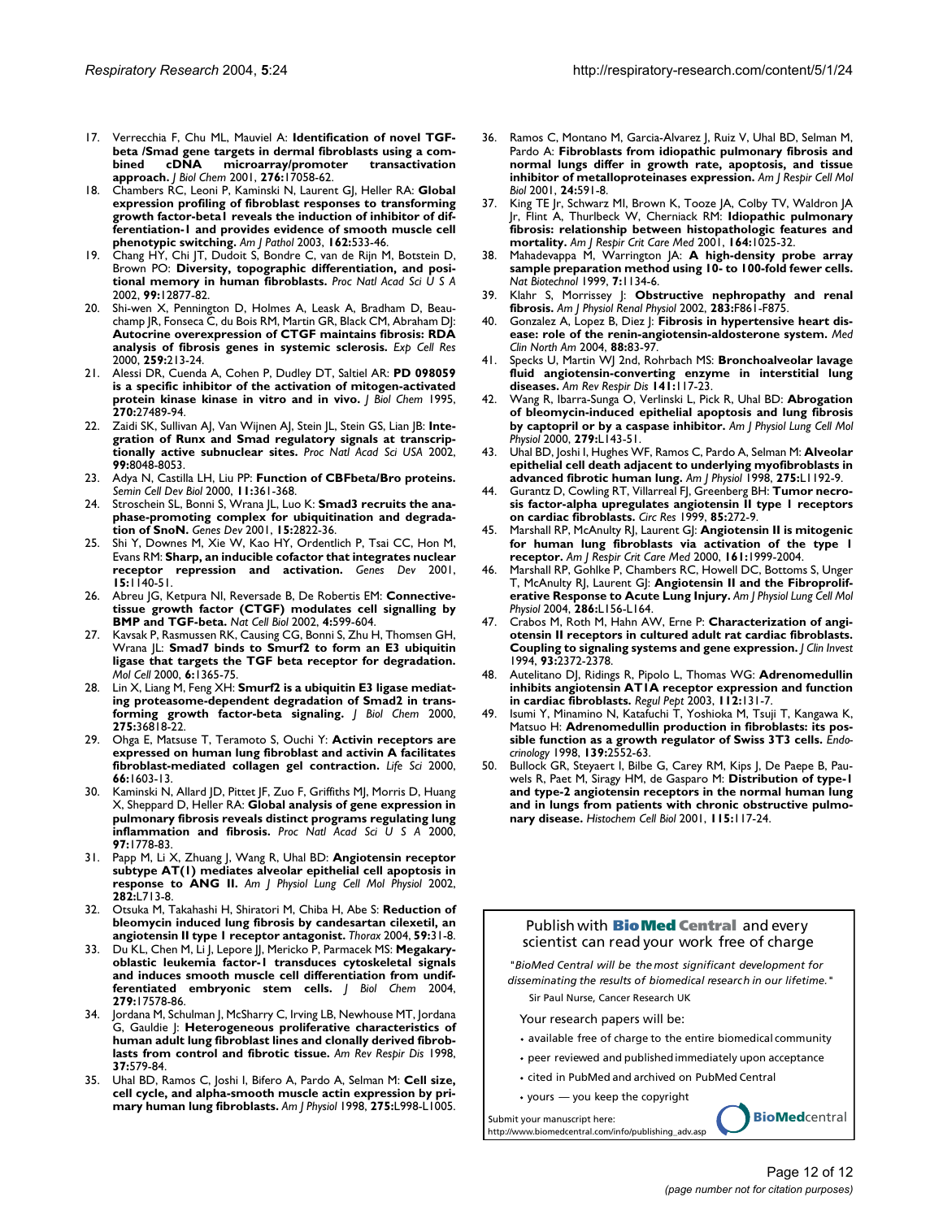17. Verrecchia F, Chu ML, Mauviel A: **Identification of novel TGF-beta /Smad gene targets in dermal fibroblasts using a combined cDNA microarray/promoter transactivation approach.** *J Biol Chem* 2001, **276:**17058-62.
18. Chambers RC, Leoni P, Kaminski N, Laurent GJ, Heller RA: **Global expression profiling of fibroblast responses to transforming growth factor-beta1 reveals the induction of inhibitor of differentiation-1 and provides evidence of smooth muscle cell phenotypic switching.** *Am J Pathol* 2003, **162:**533-46.
19. Chang HY, Chi JT, Dudoit S, Bondre C, van de Rijn M, Botstein D, Brown PO: **Diversity, topographic differentiation, and positional memory in human fibroblasts.** *Proc Natl Acad Sci U S A* 2002, **99:**12877-82.
20. Shi-wen X, Pennington D, Holmes A, Leask A, Bradham D, Beauchamp JR, Fonseca C, du Bois RM, Martin GR, Black CM, Abraham DJ: **Autocrine overexpression of CTGF maintains fibrosis: RDA analysis of fibrosis genes in systemic sclerosis.** *Exp Cell Res* 2000, **259:**213-24.
21. Alessi DR, Cuenda A, Cohen P, Dudley DT, Saltiel AR: **PD 098059 is a specific inhibitor of the activation of mitogen-activated protein kinase kinase in vitro and in vivo.** *J Biol Chem* 1995, **270:**27489-94.
22. Zaidi SK, Sullivan AJ, Van Wijnen AJ, Stein JL, Stein GS, Lian JB: **Integration of Runx and Smad regulatory signals at transcriptionally active subnuclear sites.** *Proc Natl Acad Sci USA* 2002, **99:**8048-8053.
23. Adya N, Castilla LH, Liu PP: **Function of CBFbeta/Bro proteins.** *Semin Cell Dev Biol* 2000, **11:**361-368.
24. Stroschein SL, Bonni S, Wrana JL, Luo K: **Smad3 recruits the anaphase-promoting complex for ubiquitination and degradation of SnoN.** *Genes Dev* 2001, **15:**2822-36.
25. Shi Y, Downes M, Xie W, Kao HY, Ordentlich P, Tsai CC, Hon M, Evans RM: **Sharp, an inducible cofactor that integrates nuclear receptor repression and activation.** *Genes Dev* 2001, **15:**1140-51.
26. Abreu JG, Ketpura NI, Reversade B, De Robertis EM: **Connective-tissue growth factor (CTGF) modulates cell signalling by BMP and TGF-beta.** *Nat Cell Biol* 2002, **4:**599-604.
27. Kavsak P, Rasmussen RK, Causing CG, Bonni S, Zhu H, Thomsen GH, Wrana JL: **Smad7 binds to Smurf2 to form an E3 ubiquitin ligase that targets the TGF beta receptor for degradation.** *Mol Cell* 2000, **6:**1365-75.
28. Lin X, Liang M, Feng XH: **Smurf2 is a ubiquitin E3 ligase mediating proteasome-dependent degradation of Smad2 in transforming growth factor-beta signaling.** *J Biol Chem* 2000, **275:**36818-22.
29. Ohga E, Matsuse T, Teramoto S, Ouchi Y: **Activin receptors are expressed on human lung fibroblast and activin A facilitates fibroblast-mediated collagen gel contraction.** *Life Sci* 2000, **66:**1603-13.
30. Kaminski N, Allard JD, Pittet JF, Zuo F, Griffiths MJ, Morris D, Huang X, Sheppard D, Heller RA: **Global analysis of gene expression in pulmonary fibrosis reveals distinct programs regulating lung inflammation and fibrosis.** *Proc Natl Acad Sci U S A* 2000, **97:**1778-83.
31. Papp M, Li X, Zhuang J, Wang R, Uhal BD: **Angiotensin receptor subtype AT(1) mediates alveolar epithelial cell apoptosis in response to ANG II.** *Am J Physiol Lung Cell Mol Physiol* 2002, **282:**L713-8.
32. Otsuka M, Takahashi H, Shiratori M, Chiba H, Abe S: **Reduction of bleomycin induced lung fibrosis by candesartan cilexetil, an angiotensin II type 1 receptor antagonist.** *Thorax* 2004, **59:**31-8.
33. Du KL, Chen M, Li J, Lepore JJ, Mericko P, Parmacek MS: **Megakaryoblastic leukemia factor-1 transduces cytoskeletal signals and induces smooth muscle cell differentiation from undifferentiated embryonic stem cells.** *J Biol Chem* 2004, **279:**17578-86.
34. Jordana M, Schulman J, McSharry C, Irving LB, Newhouse MT, Jordana G, Gauldie J: **Heterogeneous proliferative characteristics of human adult lung fibroblast lines and clonally derived fibroblasts from control and fibrotic tissue.** *Am Rev Respir Dis* 1998, **37:**579-84.
35. Uhal BD, Ramos C, Joshi I, Bifero A, Pardo A, Selman M: **Cell size, cell cycle, and alpha-smooth muscle actin expression by primary human lung fibroblasts.** *Am J Physiol* 1998, **275:**L998-L1005.
36. Ramos C, Montano M, Garcia-Alvarez J, Ruiz V, Uhal BD, Selman M, Pardo A: **Fibroblasts from idiopathic pulmonary fibrosis and normal lungs differ in growth rate, apoptosis, and tissue inhibitor of metalloproteinases expression.** *Am J Respir Cell Mol Biol* 2001, **24:**591-8.
37. King TE Jr, Schwarz MI, Brown K, Tooze JA, Colby TV, Waldron JA Jr, Flint A, Thurlbeck W, Cherniack RM: **Idiopathic pulmonary fibrosis: relationship between histopathologic features and mortality.** *Am J Respir Crit Care Med* 2001, **164:**1025-32.
38. Mahadevappa M, Warrington JA: **A high-density probe array sample preparation method using 10- to 100-fold fewer cells.** *Nat Biotechnol* 1999, **7:**1134-6.
39. Klahr S, Morrissey J: **Obstructive nephropathy and renal fibrosis.** *Am J Physiol Renal Physiol* 2002, **283:**F861-F875.
40. Gonzalez A, Lopez B, Diez J: **Fibrosis in hypertensive heart disease: role of the renin-angiotensin-aldosterone system.** *Med Clin North Am* 2004, **88:**83-97.
41. Specks U, Martin WJ 2nd, Rohrbach MS: **Bronchoalveolar lavage fluid angiotensin-converting enzyme in interstitial lung diseases.** *Am Rev Respir Dis* **141:**117-23.
42. Wang R, Ibarra-Sunga O, Verlinski L, Pick R, Uhal BD: **Abrogation of bleomycin-induced epithelial apoptosis and lung fibrosis by captopril or by a caspase inhibitor.** *Am J Physiol Lung Cell Mol Physiol* 2000, **279:**L143-51.
43. Uhal BD, Joshi I, Hughes WF, Ramos C, Pardo A, Selman M: **Alveolar epithelial cell death adjacent to underlying myofibroblasts in advanced fibrotic human lung.** *Am J Physiol* 1998, **275:**L1192-9.
44. Gurantz D, Cowling RT, Villarreal FJ, Greenberg BH: **Tumor necrosis factor-alpha upregulates angiotensin II type 1 receptors on cardiac fibroblasts.** *Circ Res* 1999, **85:**272-9.
45. Marshall RP, McAnulty RJ, Laurent GJ: **Angiotensin II is mitogenic for human lung fibroblasts via activation of the type 1 receptor.** *Am J Respir Crit Care Med* 2000, **161:**1999-2004.
46. Marshall RP, Gohlke P, Chambers RC, Howell DC, Bottoms S, Unger T, McAnulty RJ, Laurent GJ: **Angiotensin II and the Fibroproliferative Response to Acute Lung Injury.** *Am J Physiol Lung Cell Mol Physiol* 2004, **286:**L156-L164.
47. Crabos M, Roth M, Hahn AW, Erne P: **Characterization of angiotensin II receptors in cultured adult rat cardiac fibroblasts. Coupling to signaling systems and gene expression.** *J Clin Invest* 1994, **93:**2372-2378.
48. Autelitano DJ, Ridings R, Pipolo L, Thomas WG: **Adrenomedullin inhibits angiotensin AT1A receptor expression and function in cardiac fibroblasts.** *Regul Pept* 2003, **112:**131-7.
49. Isumi Y, Minamino N, Katafuchi T, Yoshioka M, Tsuji T, Kangawa K, Matsuo H: **Adrenomedullin production in fibroblasts: its possible function as a growth regulator of Swiss 3T3 cells.** *Endocrinology* 1998, **139:**2552-63.
50. Bullock GR, Steyaert I, Bilbe G, Carey RM, Kips J, De Paepe B, Pauwels R, Paet M, Siragy HM, de Gasparo M: **Distribution of type-1 and type-2 angiotensin receptors in the normal human lung and in lungs from patients with chronic obstructive pulmonary disease.** *Histochem Cell Biol* 2001, **115:**117-24.

Publish with **BioMed Central** and every scientist can read your work free of charge

*"BioMed Central will be the most significant development for disseminating the results of biomedical research in our lifetime."*

Sir Paul Nurse, Cancer Research UK

Your research papers will be:

- available free of charge to the entire biomedical community
- peer reviewed and published immediately upon acceptance
- cited in PubMed and archived on PubMed Central
- yours — you keep the copyright

Submit your manuscript here:
http://www.biomedcentral.com/info/publishing_adv.asp

BioMedcentral